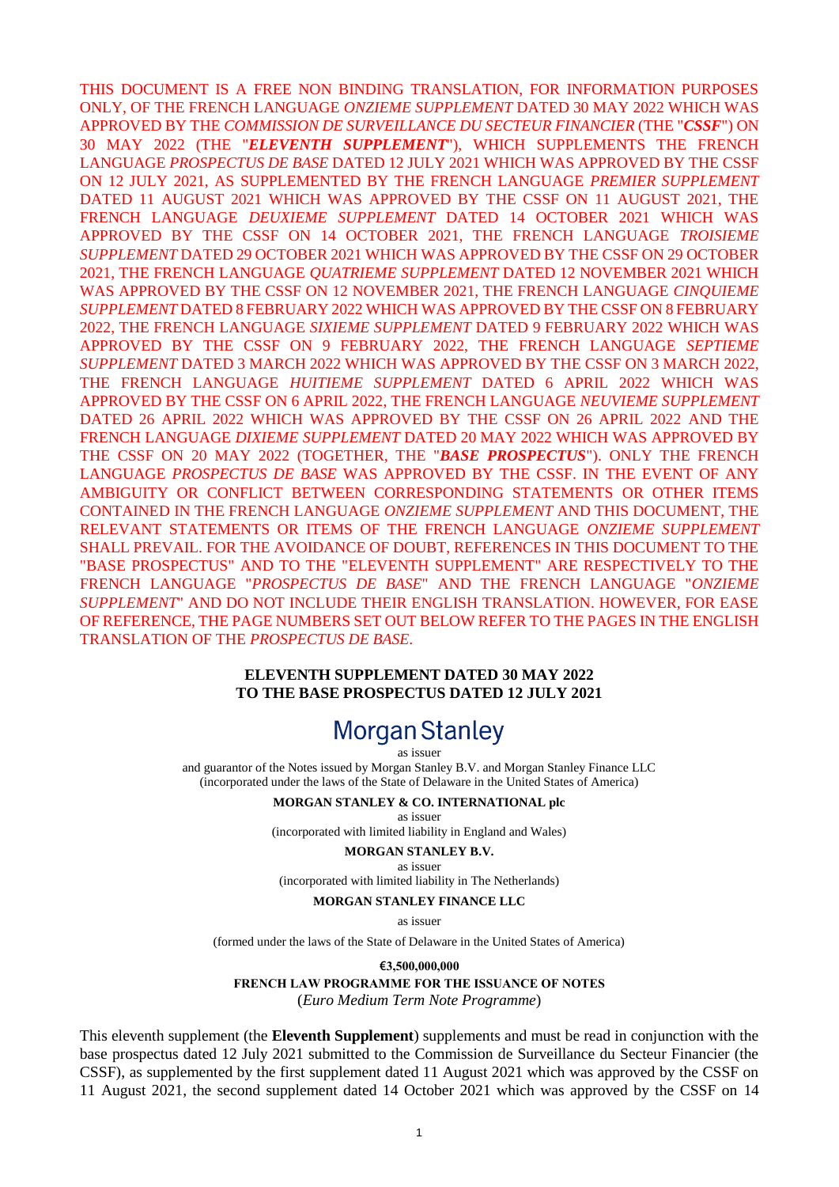THIS DOCUMENT IS A FREE NON BINDING TRANSLATION, FOR INFORMATION PURPOSES ONLY, OF THE FRENCH LANGUAGE *ONZIEME SUPPLEMENT* DATED 30 MAY 2022 WHICH WAS APPROVED BY THE *COMMISSION DE SURVEILLANCE DU SECTEUR FINANCIER* (THE "***CSSF***") ON 30 MAY 2022 (THE "***ELEVENTH SUPPLEMENT***"), WHICH SUPPLEMENTS THE FRENCH LANGUAGE *PROSPECTUS DE BASE* DATED 12 JULY 2021 WHICH WAS APPROVED BY THE CSSF ON 12 JULY 2021, AS SUPPLEMENTED BY THE FRENCH LANGUAGE *PREMIER SUPPLEMENT* DATED 11 AUGUST 2021 WHICH WAS APPROVED BY THE CSSF ON 11 AUGUST 2021, THE FRENCH LANGUAGE *DEUXIEME SUPPLEMENT* DATED 14 OCTOBER 2021 WHICH WAS APPROVED BY THE CSSF ON 14 OCTOBER 2021, THE FRENCH LANGUAGE *TROISIEME SUPPLEMENT* DATED 29 OCTOBER 2021 WHICH WAS APPROVED BY THE CSSF ON 29 OCTOBER 2021, THE FRENCH LANGUAGE *QUATRIEME SUPPLEMENT* DATED 12 NOVEMBER 2021 WHICH WAS APPROVED BY THE CSSF ON 12 NOVEMBER 2021, THE FRENCH LANGUAGE *CINQUIEME SUPPLEMENT* DATED 8 FEBRUARY 2022 WHICH WAS APPROVED BY THE CSSF ON 8 FEBRUARY 2022, THE FRENCH LANGUAGE *SIXIEME SUPPLEMENT* DATED 9 FEBRUARY 2022 WHICH WAS APPROVED BY THE CSSF ON 9 FEBRUARY 2022, THE FRENCH LANGUAGE *SEPTIEME SUPPLEMENT* DATED 3 MARCH 2022 WHICH WAS APPROVED BY THE CSSF ON 3 MARCH 2022, THE FRENCH LANGUAGE *HUITIEME SUPPLEMENT* DATED 6 APRIL 2022 WHICH WAS APPROVED BY THE CSSF ON 6 APRIL 2022, THE FRENCH LANGUAGE *NEUVIEME SUPPLEMENT* DATED 26 APRIL 2022 WHICH WAS APPROVED BY THE CSSF ON 26 APRIL 2022 AND THE FRENCH LANGUAGE *DIXIEME SUPPLEMENT* DATED 20 MAY 2022 WHICH WAS APPROVED BY THE CSSF ON 20 MAY 2022 (TOGETHER, THE "***BASE PROSPECTUS***"). ONLY THE FRENCH LANGUAGE *PROSPECTUS DE BASE* WAS APPROVED BY THE CSSF. IN THE EVENT OF ANY AMBIGUITY OR CONFLICT BETWEEN CORRESPONDING STATEMENTS OR OTHER ITEMS CONTAINED IN THE FRENCH LANGUAGE *ONZIEME SUPPLEMENT* AND THIS DOCUMENT, THE RELEVANT STATEMENTS OR ITEMS OF THE FRENCH LANGUAGE *ONZIEME SUPPLEMENT* SHALL PREVAIL. FOR THE AVOIDANCE OF DOUBT, REFERENCES IN THIS DOCUMENT TO THE "BASE PROSPECTUS" AND TO THE "ELEVENTH SUPPLEMENT" ARE RESPECTIVELY TO THE FRENCH LANGUAGE "*PROSPECTUS DE BASE*" AND THE FRENCH LANGUAGE "*ONZIEME SUPPLEMENT*" AND DO NOT INCLUDE THEIR ENGLISH TRANSLATION. HOWEVER, FOR EASE OF REFERENCE, THE PAGE NUMBERS SET OUT BELOW REFER TO THE PAGES IN THE ENGLISH TRANSLATION OF THE *PROSPECTUS DE BASE*.

**ELEVENTH SUPPLEMENT DATED 30 MAY 2022**
**TO THE BASE PROSPECTUS DATED 12 JULY 2021**

# Morgan Stanley

as issuer
and guarantor of the Notes issued by Morgan Stanley B.V. and Morgan Stanley Finance LLC
(incorporated under the laws of the State of Delaware in the United States of America)

**MORGAN STANLEY & CO. INTERNATIONAL plc**
as issuer
(incorporated with limited liability in England and Wales)

**MORGAN STANLEY B.V.**
as issuer
(incorporated with limited liability in The Netherlands)

**MORGAN STANLEY FINANCE LLC**
as issuer
(formed under the laws of the State of Delaware in the United States of America)

**€3,500,000,000**
**FRENCH LAW PROGRAMME FOR THE ISSUANCE OF NOTES**
(*Euro Medium Term Note Programme*)

This eleventh supplement (the **Eleventh Supplement**) supplements and must be read in conjunction with the base prospectus dated 12 July 2021 submitted to the Commission de Surveillance du Secteur Financier (the CSSF), as supplemented by the first supplement dated 11 August 2021 which was approved by the CSSF on 11 August 2021, the second supplement dated 14 October 2021 which was approved by the CSSF on 14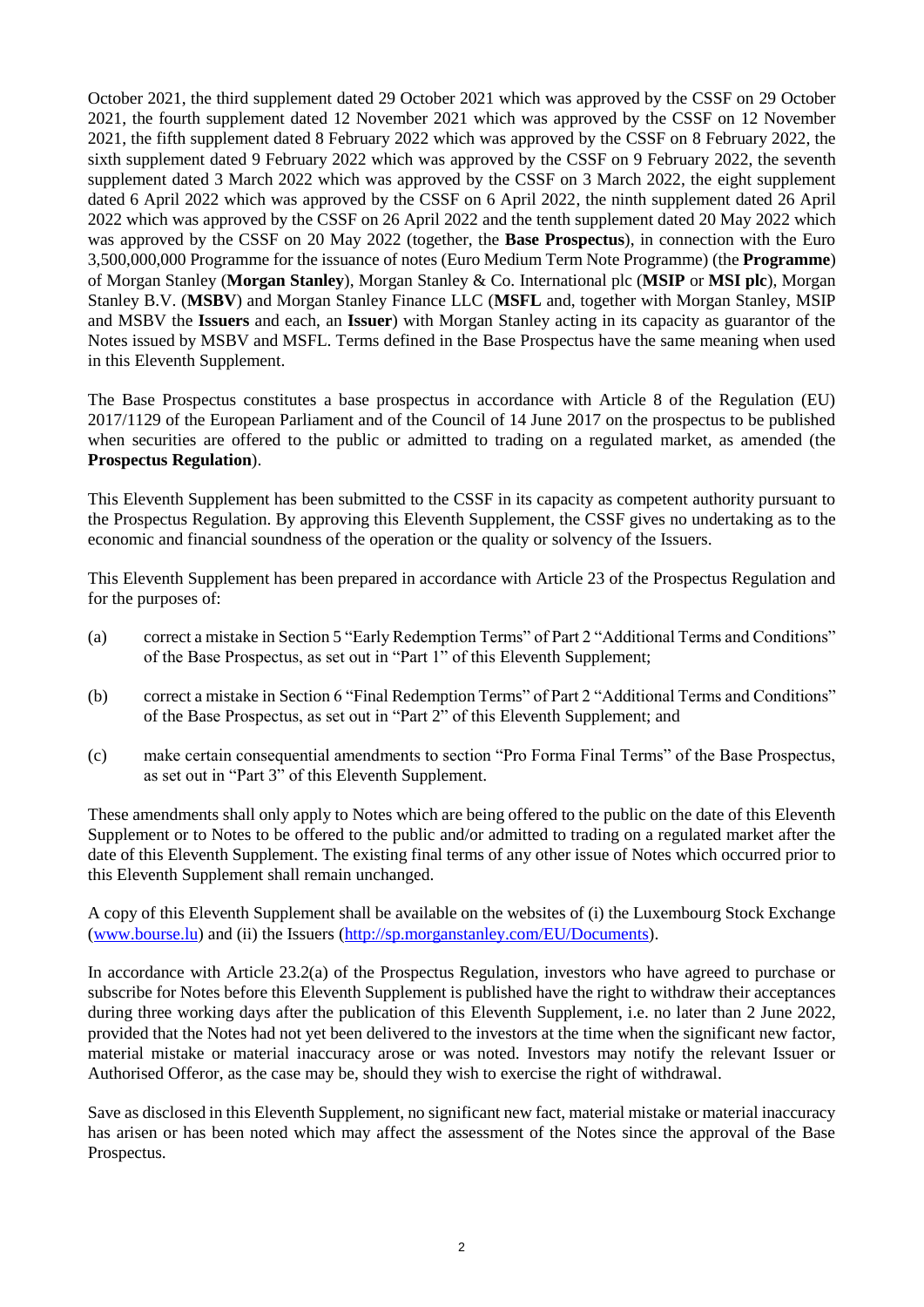October 2021, the third supplement dated 29 October 2021 which was approved by the CSSF on 29 October 2021, the fourth supplement dated 12 November 2021 which was approved by the CSSF on 12 November 2021, the fifth supplement dated 8 February 2022 which was approved by the CSSF on 8 February 2022, the sixth supplement dated 9 February 2022 which was approved by the CSSF on 9 February 2022, the seventh supplement dated 3 March 2022 which was approved by the CSSF on 3 March 2022, the eight supplement dated 6 April 2022 which was approved by the CSSF on 6 April 2022, the ninth supplement dated 26 April 2022 which was approved by the CSSF on 26 April 2022 and the tenth supplement dated 20 May 2022 which was approved by the CSSF on 20 May 2022 (together, the **Base Prospectus**), in connection with the Euro 3,500,000,000 Programme for the issuance of notes (Euro Medium Term Note Programme) (the **Programme**) of Morgan Stanley (**Morgan Stanley**), Morgan Stanley & Co. International plc (**MSIP** or **MSI plc**), Morgan Stanley B.V. (**MSBV**) and Morgan Stanley Finance LLC (**MSFL** and, together with Morgan Stanley, MSIP and MSBV the **Issuers** and each, an **Issuer**) with Morgan Stanley acting in its capacity as guarantor of the Notes issued by MSBV and MSFL. Terms defined in the Base Prospectus have the same meaning when used in this Eleventh Supplement.

The Base Prospectus constitutes a base prospectus in accordance with Article 8 of the Regulation (EU) 2017/1129 of the European Parliament and of the Council of 14 June 2017 on the prospectus to be published when securities are offered to the public or admitted to trading on a regulated market, as amended (the **Prospectus Regulation**).

This Eleventh Supplement has been submitted to the CSSF in its capacity as competent authority pursuant to the Prospectus Regulation. By approving this Eleventh Supplement, the CSSF gives no undertaking as to the economic and financial soundness of the operation or the quality or solvency of the Issuers.

This Eleventh Supplement has been prepared in accordance with Article 23 of the Prospectus Regulation and for the purposes of:

(a) correct a mistake in Section 5 "Early Redemption Terms" of Part 2 "Additional Terms and Conditions" of the Base Prospectus, as set out in "Part 1" of this Eleventh Supplement;

(b) correct a mistake in Section 6 "Final Redemption Terms" of Part 2 "Additional Terms and Conditions" of the Base Prospectus, as set out in "Part 2" of this Eleventh Supplement; and

(c) make certain consequential amendments to section "Pro Forma Final Terms" of the Base Prospectus, as set out in "Part 3" of this Eleventh Supplement.

These amendments shall only apply to Notes which are being offered to the public on the date of this Eleventh Supplement or to Notes to be offered to the public and/or admitted to trading on a regulated market after the date of this Eleventh Supplement. The existing final terms of any other issue of Notes which occurred prior to this Eleventh Supplement shall remain unchanged.

A copy of this Eleventh Supplement shall be available on the websites of (i) the Luxembourg Stock Exchange (www.bourse.lu) and (ii) the Issuers (http://sp.morganstanley.com/EU/Documents).

In accordance with Article 23.2(a) of the Prospectus Regulation, investors who have agreed to purchase or subscribe for Notes before this Eleventh Supplement is published have the right to withdraw their acceptances during three working days after the publication of this Eleventh Supplement, i.e. no later than 2 June 2022, provided that the Notes had not yet been delivered to the investors at the time when the significant new factor, material mistake or material inaccuracy arose or was noted. Investors may notify the relevant Issuer or Authorised Offeror, as the case may be, should they wish to exercise the right of withdrawal.

Save as disclosed in this Eleventh Supplement, no significant new fact, material mistake or material inaccuracy has arisen or has been noted which may affect the assessment of the Notes since the approval of the Base Prospectus.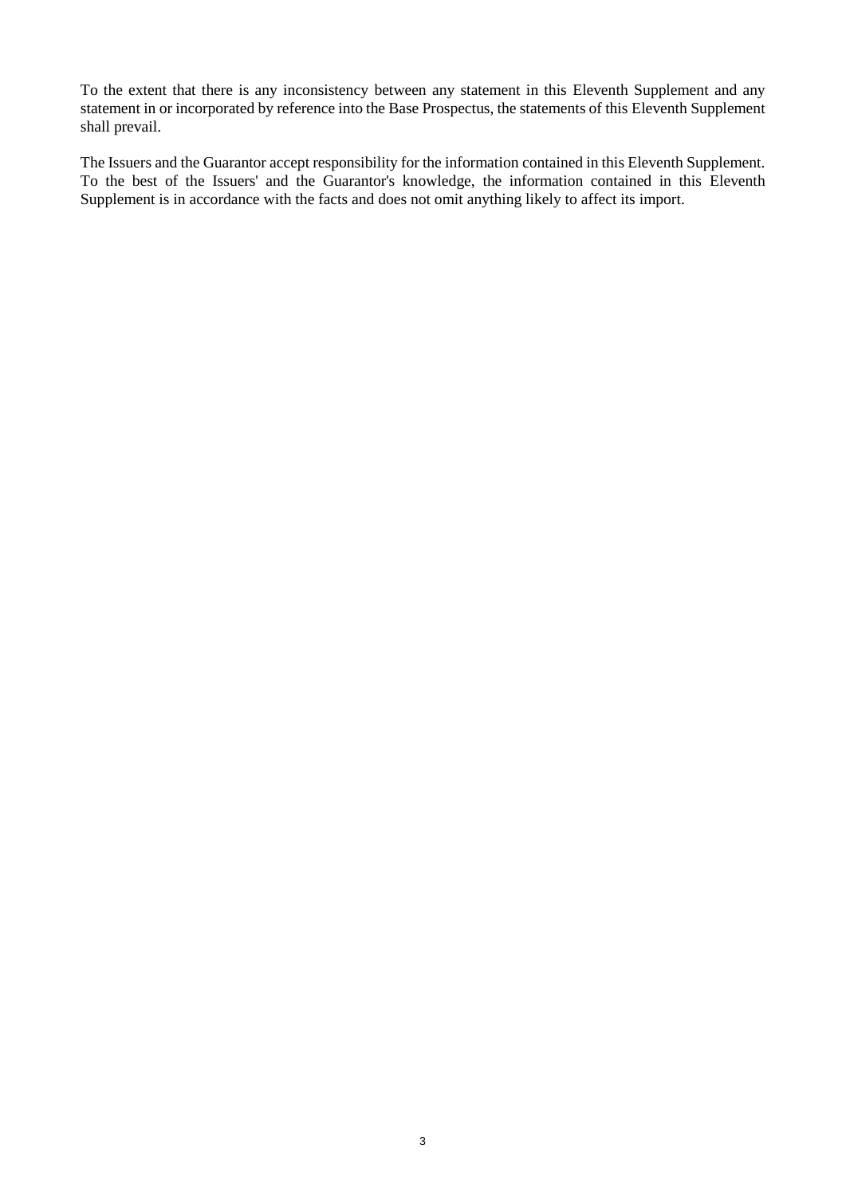To the extent that there is any inconsistency between any statement in this Eleventh Supplement and any statement in or incorporated by reference into the Base Prospectus, the statements of this Eleventh Supplement shall prevail.

The Issuers and the Guarantor accept responsibility for the information contained in this Eleventh Supplement. To the best of the Issuers' and the Guarantor's knowledge, the information contained in this Eleventh Supplement is in accordance with the facts and does not omit anything likely to affect its import.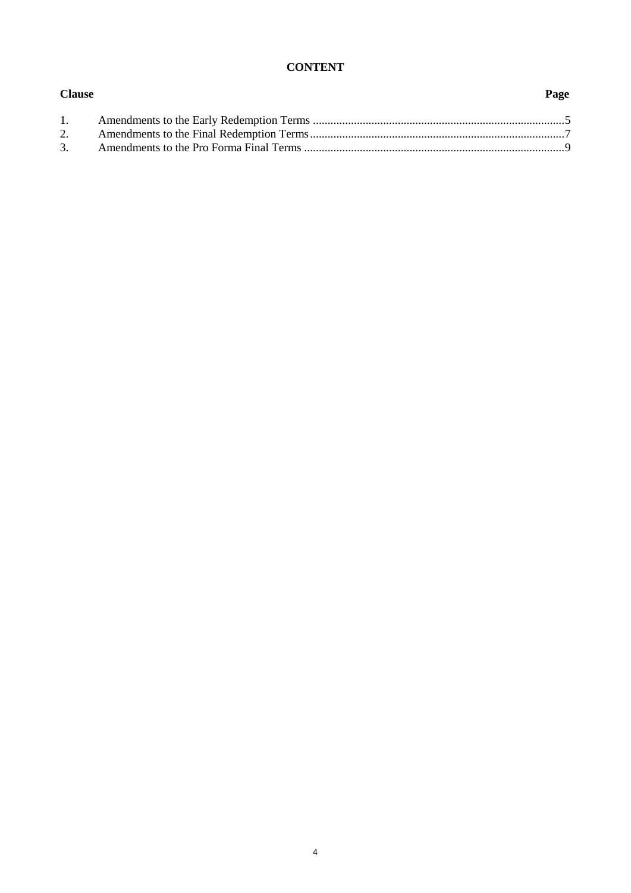**CONTENT**

| Clause | | Page |
| --- | --- | --- |
| 1. | Amendments to the Early Redemption Terms | 5 |
| 2. | Amendments to the Final Redemption Terms | 7 |
| 3. | Amendments to the Pro Forma Final Terms | 9 |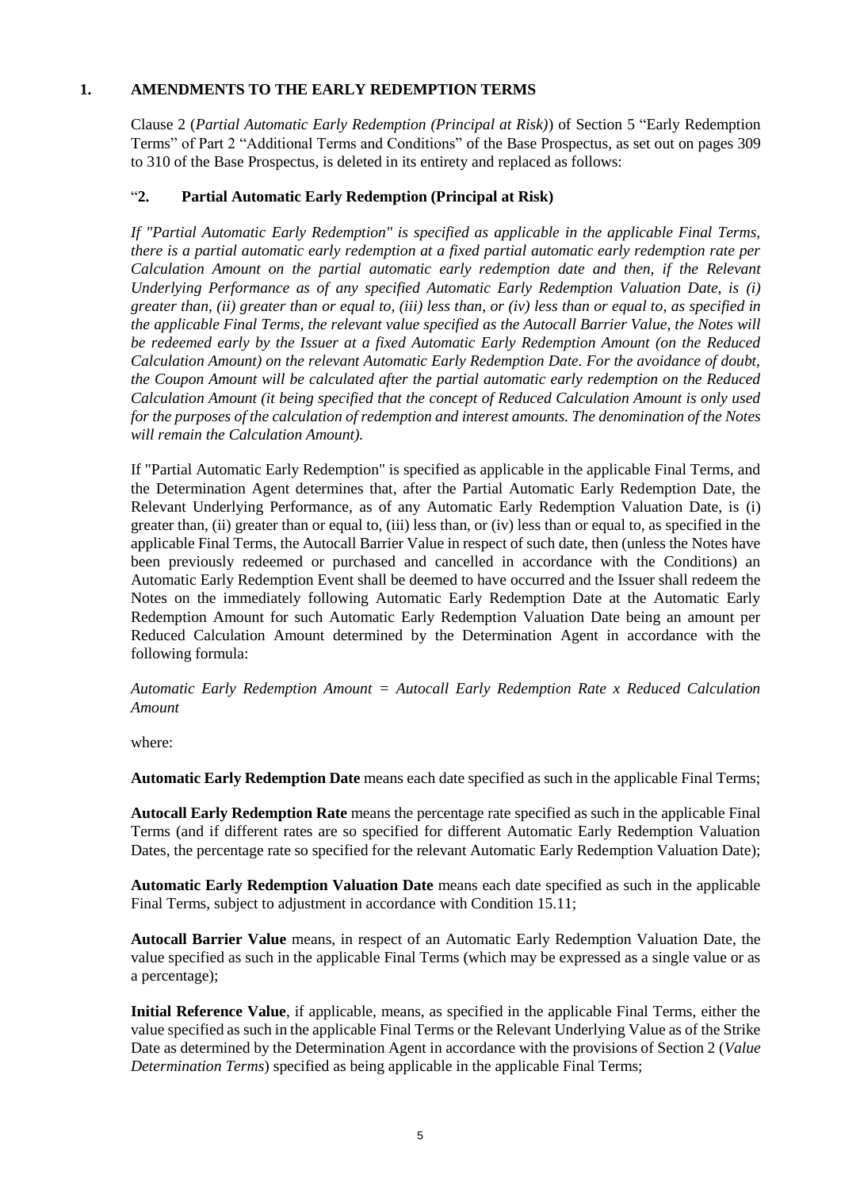## 1. AMENDMENTS TO THE EARLY REDEMPTION TERMS

Clause 2 (*Partial Automatic Early Redemption (Principal at Risk)*) of Section 5 "Early Redemption Terms" of Part 2 "Additional Terms and Conditions" of the Base Prospectus, as set out on pages 309 to 310 of the Base Prospectus, is deleted in its entirety and replaced as follows:

"**2. Partial Automatic Early Redemption (Principal at Risk)**

*If "Partial Automatic Early Redemption" is specified as applicable in the applicable Final Terms, there is a partial automatic early redemption at a fixed partial automatic early redemption rate per Calculation Amount on the partial automatic early redemption date and then, if the Relevant Underlying Performance as of any specified Automatic Early Redemption Valuation Date, is (i) greater than, (ii) greater than or equal to, (iii) less than, or (iv) less than or equal to, as specified in the applicable Final Terms, the relevant value specified as the Autocall Barrier Value, the Notes will be redeemed early by the Issuer at a fixed Automatic Early Redemption Amount (on the Reduced Calculation Amount) on the relevant Automatic Early Redemption Date. For the avoidance of doubt, the Coupon Amount will be calculated after the partial automatic early redemption on the Reduced Calculation Amount (it being specified that the concept of Reduced Calculation Amount is only used for the purposes of the calculation of redemption and interest amounts. The denomination of the Notes will remain the Calculation Amount).*

If "Partial Automatic Early Redemption" is specified as applicable in the applicable Final Terms, and the Determination Agent determines that, after the Partial Automatic Early Redemption Date, the Relevant Underlying Performance, as of any Automatic Early Redemption Valuation Date, is (i) greater than, (ii) greater than or equal to, (iii) less than, or (iv) less than or equal to, as specified in the applicable Final Terms, the Autocall Barrier Value in respect of such date, then (unless the Notes have been previously redeemed or purchased and cancelled in accordance with the Conditions) an Automatic Early Redemption Event shall be deemed to have occurred and the Issuer shall redeem the Notes on the immediately following Automatic Early Redemption Date at the Automatic Early Redemption Amount for such Automatic Early Redemption Valuation Date being an amount per Reduced Calculation Amount determined by the Determination Agent in accordance with the following formula:

*Automatic Early Redemption Amount = Autocall Early Redemption Rate x Reduced Calculation Amount*

where:

**Automatic Early Redemption Date** means each date specified as such in the applicable Final Terms;

**Autocall Early Redemption Rate** means the percentage rate specified as such in the applicable Final Terms (and if different rates are so specified for different Automatic Early Redemption Valuation Dates, the percentage rate so specified for the relevant Automatic Early Redemption Valuation Date);

**Automatic Early Redemption Valuation Date** means each date specified as such in the applicable Final Terms, subject to adjustment in accordance with Condition 15.11;

**Autocall Barrier Value** means, in respect of an Automatic Early Redemption Valuation Date, the value specified as such in the applicable Final Terms (which may be expressed as a single value or as a percentage);

**Initial Reference Value**, if applicable, means, as specified in the applicable Final Terms, either the value specified as such in the applicable Final Terms or the Relevant Underlying Value as of the Strike Date as determined by the Determination Agent in accordance with the provisions of Section 2 (*Value Determination Terms*) specified as being applicable in the applicable Final Terms;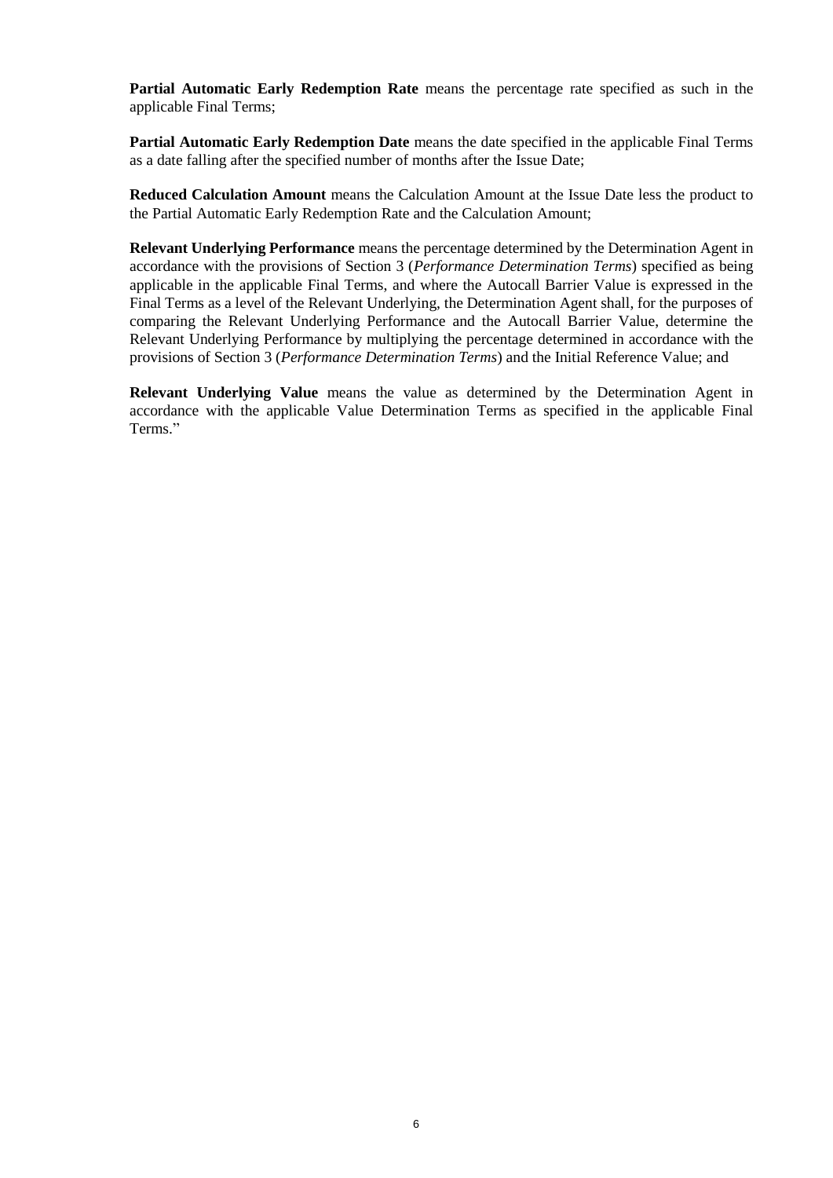**Partial Automatic Early Redemption Rate** means the percentage rate specified as such in the applicable Final Terms;

**Partial Automatic Early Redemption Date** means the date specified in the applicable Final Terms as a date falling after the specified number of months after the Issue Date;

**Reduced Calculation Amount** means the Calculation Amount at the Issue Date less the product to the Partial Automatic Early Redemption Rate and the Calculation Amount;

**Relevant Underlying Performance** means the percentage determined by the Determination Agent in accordance with the provisions of Section 3 (*Performance Determination Terms*) specified as being applicable in the applicable Final Terms, and where the Autocall Barrier Value is expressed in the Final Terms as a level of the Relevant Underlying, the Determination Agent shall, for the purposes of comparing the Relevant Underlying Performance and the Autocall Barrier Value, determine the Relevant Underlying Performance by multiplying the percentage determined in accordance with the provisions of Section 3 (*Performance Determination Terms*) and the Initial Reference Value; and

**Relevant Underlying Value** means the value as determined by the Determination Agent in accordance with the applicable Value Determination Terms as specified in the applicable Final Terms."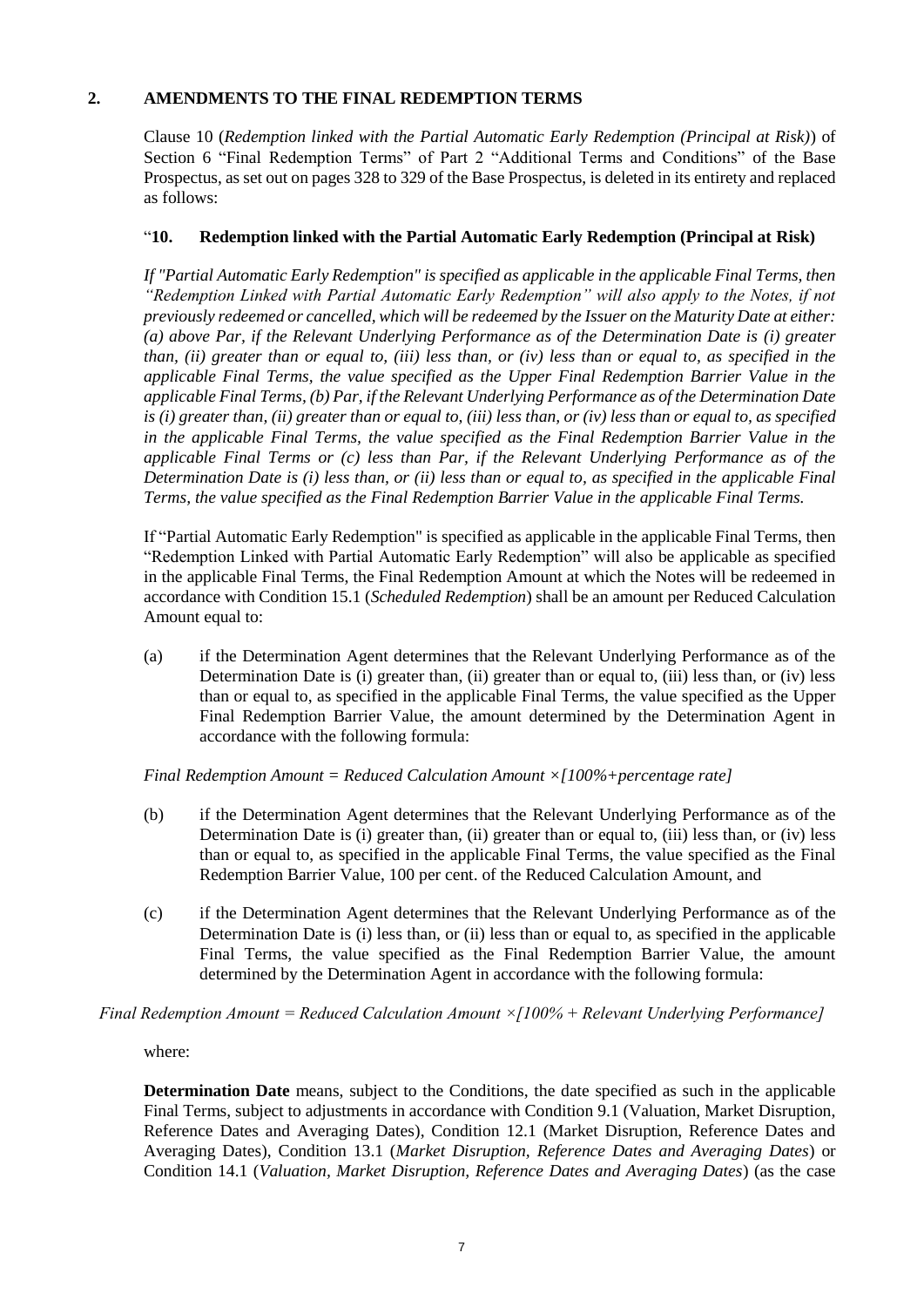## 2. AMENDMENTS TO THE FINAL REDEMPTION TERMS

Clause 10 (*Redemption linked with the Partial Automatic Early Redemption (Principal at Risk)*) of Section 6 "Final Redemption Terms" of Part 2 "Additional Terms and Conditions" of the Base Prospectus, as set out on pages 328 to 329 of the Base Prospectus, is deleted in its entirety and replaced as follows:

"**10. Redemption linked with the Partial Automatic Early Redemption (Principal at Risk)**

*If "Partial Automatic Early Redemption" is specified as applicable in the applicable Final Terms, then "Redemption Linked with Partial Automatic Early Redemption" will also apply to the Notes, if not previously redeemed or cancelled, which will be redeemed by the Issuer on the Maturity Date at either: (a) above Par, if the Relevant Underlying Performance as of the Determination Date is (i) greater than, (ii) greater than or equal to, (iii) less than, or (iv) less than or equal to, as specified in the applicable Final Terms, the value specified as the Upper Final Redemption Barrier Value in the applicable Final Terms, (b) Par, if the Relevant Underlying Performance as of the Determination Date is (i) greater than, (ii) greater than or equal to, (iii) less than, or (iv) less than or equal to, as specified in the applicable Final Terms, the value specified as the Final Redemption Barrier Value in the applicable Final Terms or (c) less than Par, if the Relevant Underlying Performance as of the Determination Date is (i) less than, or (ii) less than or equal to, as specified in the applicable Final Terms, the value specified as the Final Redemption Barrier Value in the applicable Final Terms.*

If "Partial Automatic Early Redemption" is specified as applicable in the applicable Final Terms, then "Redemption Linked with Partial Automatic Early Redemption" will also be applicable as specified in the applicable Final Terms, the Final Redemption Amount at which the Notes will be redeemed in accordance with Condition 15.1 (*Scheduled Redemption*) shall be an amount per Reduced Calculation Amount equal to:

(a) if the Determination Agent determines that the Relevant Underlying Performance as of the Determination Date is (i) greater than, (ii) greater than or equal to, (iii) less than, or (iv) less than or equal to, as specified in the applicable Final Terms, the value specified as the Upper Final Redemption Barrier Value, the amount determined by the Determination Agent in accordance with the following formula:

*Final Redemption Amount = Reduced Calculation Amount ×[100%+percentage rate]*

(b) if the Determination Agent determines that the Relevant Underlying Performance as of the Determination Date is (i) greater than, (ii) greater than or equal to, (iii) less than, or (iv) less than or equal to, as specified in the applicable Final Terms, the value specified as the Final Redemption Barrier Value, 100 per cent. of the Reduced Calculation Amount, and

(c) if the Determination Agent determines that the Relevant Underlying Performance as of the Determination Date is (i) less than, or (ii) less than or equal to, as specified in the applicable Final Terms, the value specified as the Final Redemption Barrier Value, the amount determined by the Determination Agent in accordance with the following formula:

*Final Redemption Amount = Reduced Calculation Amount ×[100% + Relevant Underlying Performance]*

where:

**Determination Date** means, subject to the Conditions, the date specified as such in the applicable Final Terms, subject to adjustments in accordance with Condition 9.1 (Valuation, Market Disruption, Reference Dates and Averaging Dates), Condition 12.1 (Market Disruption, Reference Dates and Averaging Dates), Condition 13.1 (*Market Disruption, Reference Dates and Averaging Dates*) or Condition 14.1 (*Valuation, Market Disruption, Reference Dates and Averaging Dates*) (as the case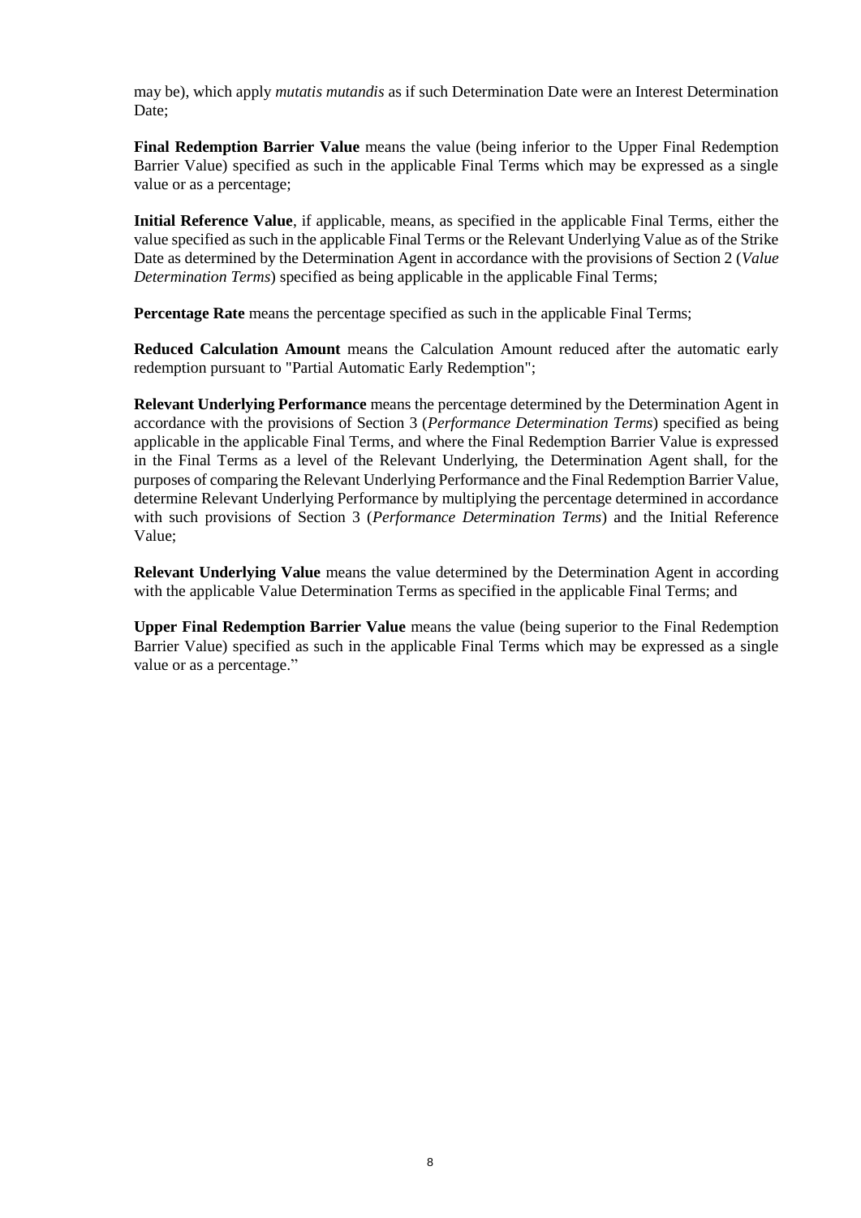may be), which apply *mutatis mutandis* as if such Determination Date were an Interest Determination Date;

**Final Redemption Barrier Value** means the value (being inferior to the Upper Final Redemption Barrier Value) specified as such in the applicable Final Terms which may be expressed as a single value or as a percentage;

**Initial Reference Value**, if applicable, means, as specified in the applicable Final Terms, either the value specified as such in the applicable Final Terms or the Relevant Underlying Value as of the Strike Date as determined by the Determination Agent in accordance with the provisions of Section 2 (*Value Determination Terms*) specified as being applicable in the applicable Final Terms;

**Percentage Rate** means the percentage specified as such in the applicable Final Terms;

**Reduced Calculation Amount** means the Calculation Amount reduced after the automatic early redemption pursuant to "Partial Automatic Early Redemption";

**Relevant Underlying Performance** means the percentage determined by the Determination Agent in accordance with the provisions of Section 3 (*Performance Determination Terms*) specified as being applicable in the applicable Final Terms, and where the Final Redemption Barrier Value is expressed in the Final Terms as a level of the Relevant Underlying, the Determination Agent shall, for the purposes of comparing the Relevant Underlying Performance and the Final Redemption Barrier Value, determine Relevant Underlying Performance by multiplying the percentage determined in accordance with such provisions of Section 3 (*Performance Determination Terms*) and the Initial Reference Value;

**Relevant Underlying Value** means the value determined by the Determination Agent in according with the applicable Value Determination Terms as specified in the applicable Final Terms; and

**Upper Final Redemption Barrier Value** means the value (being superior to the Final Redemption Barrier Value) specified as such in the applicable Final Terms which may be expressed as a single value or as a percentage."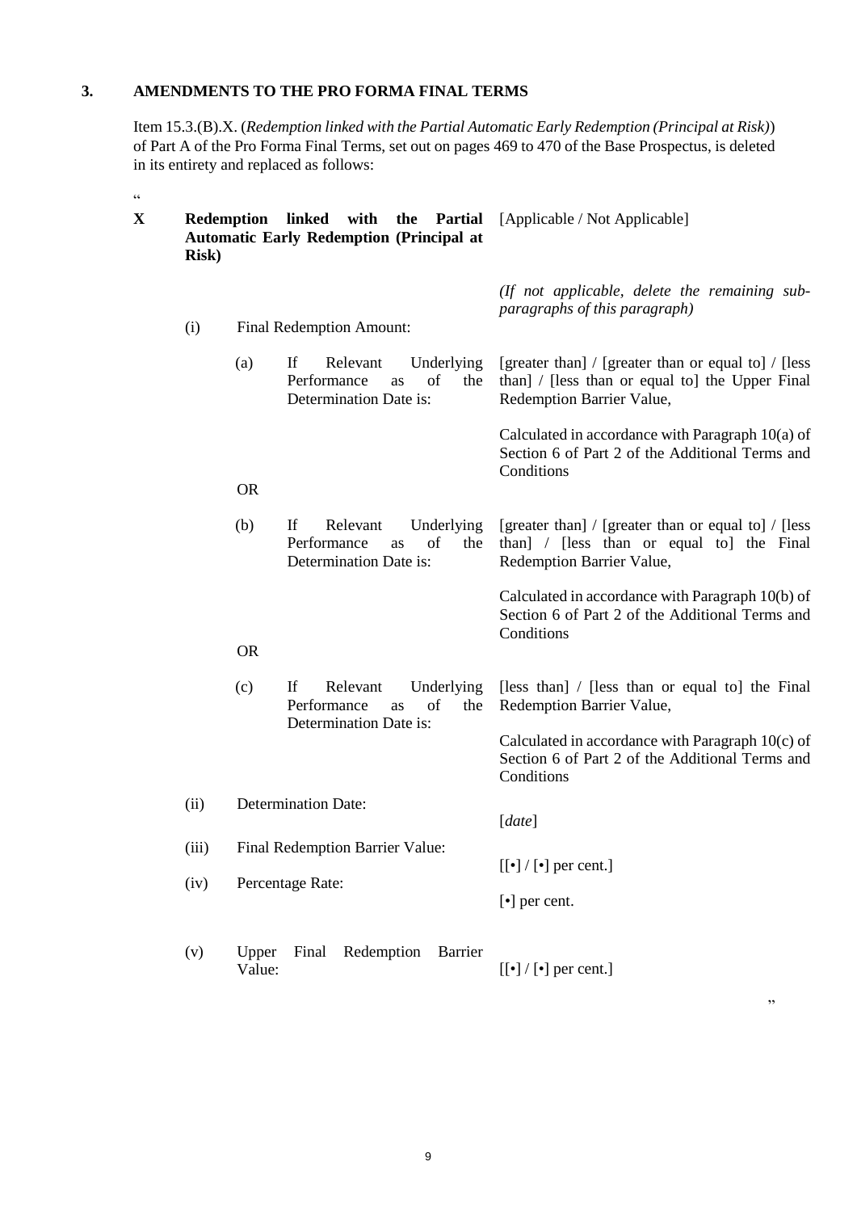## 3. AMENDMENTS TO THE PRO FORMA FINAL TERMS

Item 15.3.(B).X. (*Redemption linked with the Partial Automatic Early Redemption (Principal at Risk)*) of Part A of the Pro Forma Final Terms, set out on pages 469 to 470 of the Base Prospectus, is deleted in its entirety and replaced as follows:

"

| | | | | |
|---|---|---|---|---|
| **X** | **Redemption linked with the Partial Automatic Early Redemption (Principal at Risk)** | | | [Applicable / Not Applicable] |
| | | | | *(If not applicable, delete the remaining sub-paragraphs of this paragraph)* |
| | (i) | Final Redemption Amount: | | |
| | | (a) | If Relevant Underlying Performance as of the Determination Date is: | [greater than] / [greater than or equal to] / [less than] / [less than or equal to] the Upper Final Redemption Barrier Value,<br><br>Calculated in accordance with Paragraph 10(a) of Section 6 of Part 2 of the Additional Terms and Conditions |
| | | OR | | |
| | | (b) | If Relevant Underlying Performance as of the Determination Date is: | [greater than] / [greater than or equal to] / [less than] / [less than or equal to] the Final Redemption Barrier Value,<br><br>Calculated in accordance with Paragraph 10(b) of Section 6 of Part 2 of the Additional Terms and Conditions |
| | | OR | | |
| | | (c) | If Relevant Underlying Performance as of the Determination Date is: | [less than] / [less than or equal to] the Final Redemption Barrier Value,<br><br>Calculated in accordance with Paragraph 10(c) of Section 6 of Part 2 of the Additional Terms and Conditions |
| | (ii) | Determination Date: | | [*date*] |
| | (iii) | Final Redemption Barrier Value: | | [[•] / [•] per cent.] |
| | (iv) | Percentage Rate: | | [•] per cent. |
| | (v) | Upper Final Redemption Barrier Value: | | [[•] / [•] per cent.] |

"